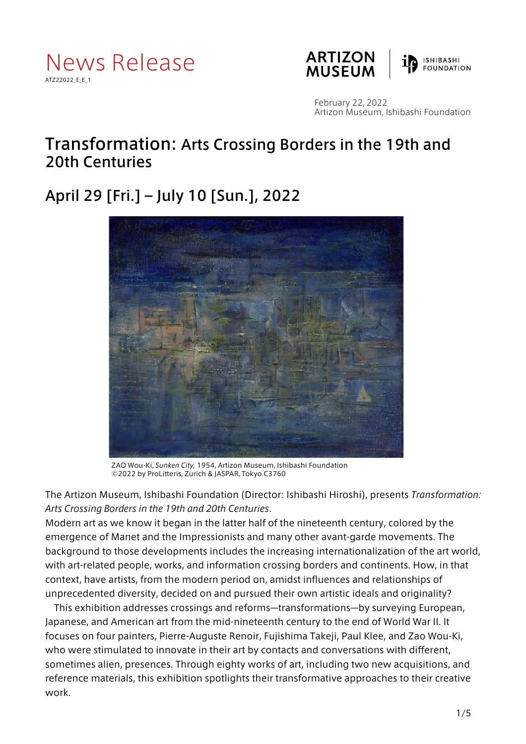News Release

ATZ22022_E_E_1

ARTIZON MUSEUM | ISHIBASHI FOUNDATION

February 22, 2022
Artizon Museum, Ishibashi Foundation

# Transformation: Arts Crossing Borders in the 19th and 20th Centuries

## April 29 [Fri.] – July 10 [Sun.], 2022

ZAO Wou-Ki, *Sunken City,* 1954, Artizon Museum, Ishibashi Foundation
©2022 by ProLitteris, Zurich & JASPAR, Tokyo C3760

The Artizon Museum, Ishibashi Foundation (Director: Ishibashi Hiroshi), presents *Transformation: Arts Crossing Borders in the 19th and 20th Centuries*.

Modern art as we know it began in the latter half of the nineteenth century, colored by the emergence of Manet and the Impressionists and many other avant-garde movements. The background to those developments includes the increasing internationalization of the art world, with art-related people, works, and information crossing borders and continents. How, in that context, have artists, from the modern period on, amidst influences and relationships of unprecedented diversity, decided on and pursued their own artistic ideals and originality?

This exhibition addresses crossings and reforms—transformations—by surveying European, Japanese, and American art from the mid-nineteenth century to the end of World War II. It focuses on four painters, Pierre-Auguste Renoir, Fujishima Takeji, Paul Klee, and Zao Wou-Ki, who were stimulated to innovate in their art by contacts and conversations with different, sometimes alien, presences. Through eighty works of art, including two new acquisitions, and reference materials, this exhibition spotlights their transformative approaches to their creative work.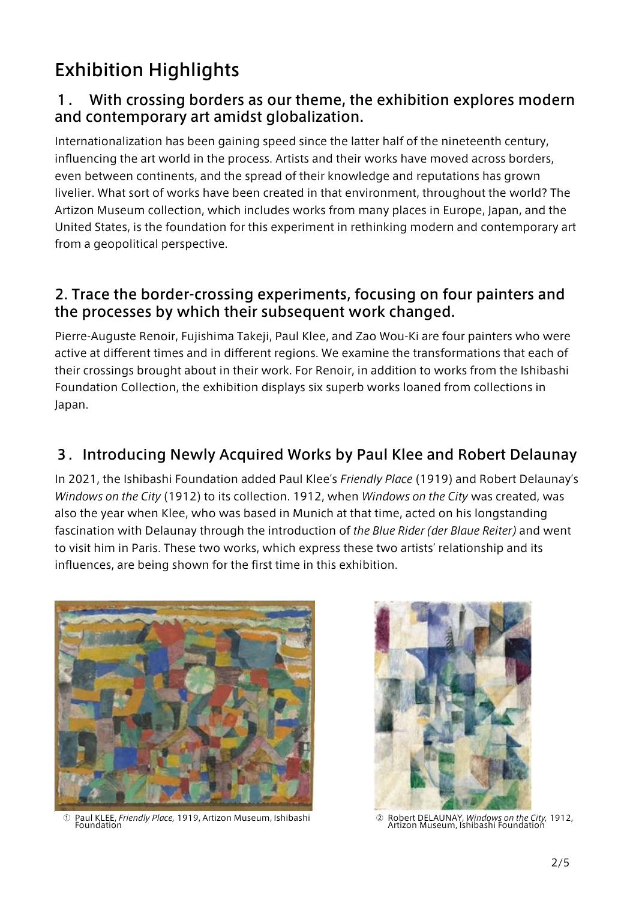# Exhibition Highlights

## 1. With crossing borders as our theme, the exhibition explores modern and contemporary art amidst globalization.

Internationalization has been gaining speed since the latter half of the nineteenth century, influencing the art world in the process. Artists and their works have moved across borders, even between continents, and the spread of their knowledge and reputations has grown livelier. What sort of works have been created in that environment, throughout the world? The Artizon Museum collection, which includes works from many places in Europe, Japan, and the United States, is the foundation for this experiment in rethinking modern and contemporary art from a geopolitical perspective.

## 2. Trace the border-crossing experiments, focusing on four painters and the processes by which their subsequent work changed.

Pierre-Auguste Renoir, Fujishima Takeji, Paul Klee, and Zao Wou-Ki are four painters who were active at different times and in different regions. We examine the transformations that each of their crossings brought about in their work. For Renoir, in addition to works from the Ishibashi Foundation Collection, the exhibition displays six superb works loaned from collections in Japan.

## 3. Introducing Newly Acquired Works by Paul Klee and Robert Delaunay

In 2021, the Ishibashi Foundation added Paul Klee's *Friendly Place* (1919) and Robert Delaunay's *Windows on the City* (1912) to its collection. 1912, when *Windows on the City* was created, was also the year when Klee, who was based in Munich at that time, acted on his longstanding fascination with Delaunay through the introduction of *the Blue Rider (der Blaue Reiter)* and went to visit him in Paris. These two works, which express these two artists' relationship and its influences, are being shown for the first time in this exhibition.

① Paul KLEE, *Friendly Place,* 1919, Artizon Museum, Ishibashi Foundation

② Robert DELAUNAY, *Windows on the City,* 1912, Artizon Museum, Ishibashi Foundation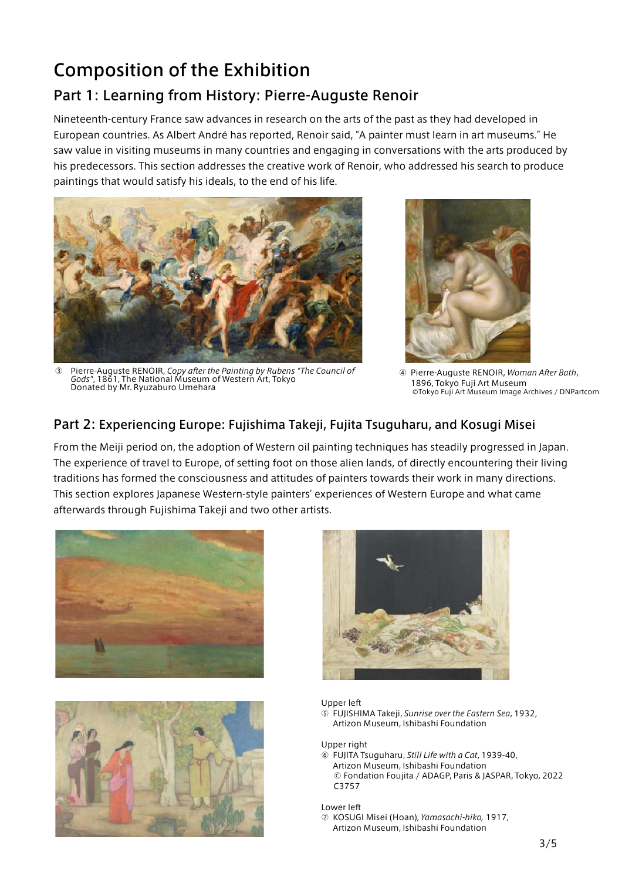# Composition of the Exhibition

## Part 1: Learning from History: Pierre-Auguste Renoir

Nineteenth-century France saw advances in research on the arts of the past as they had developed in European countries. As Albert André has reported, Renoir said, "A painter must learn in art museums." He saw value in visiting museums in many countries and engaging in conversations with the arts produced by his predecessors. This section addresses the creative work of Renoir, who addressed his search to produce paintings that would satisfy his ideals, to the end of his life.

③ Pierre-Auguste RENOIR, *Copy after the Painting by Rubens "The Council of Gods"*, 1861, The National Museum of Western Art, Tokyo
Donated by Mr. Ryuzaburo Umehara

④ Pierre-Auguste RENOIR, *Woman After Bath*, 1896, Tokyo Fuji Art Museum
©Tokyo Fuji Art Museum Image Archives / DNPartcom

## Part 2: Experiencing Europe: Fujishima Takeji, Fujita Tsuguharu, and Kosugi Misei

From the Meiji period on, the adoption of Western oil painting techniques has steadily progressed in Japan. The experience of travel to Europe, of setting foot on those alien lands, of directly encountering their living traditions has formed the consciousness and attitudes of painters towards their work in many directions. This section explores Japanese Western-style painters' experiences of Western Europe and what came afterwards through Fujishima Takeji and two other artists.

Upper left
⑤ FUJISHIMA Takeji, *Sunrise over the Eastern Sea*, 1932, Artizon Museum, Ishibashi Foundation

Upper right
⑥ FUJITA Tsuguharu, *Still Life with a Cat*, 1939-40, Artizon Museum, Ishibashi Foundation
© Fondation Foujita / ADAGP, Paris & JASPAR, Tokyo, 2022 C3757

Lower left
⑦ KOSUGI Misei (Hoan), *Yamasachi-hiko,* 1917, Artizon Museum, Ishibashi Foundation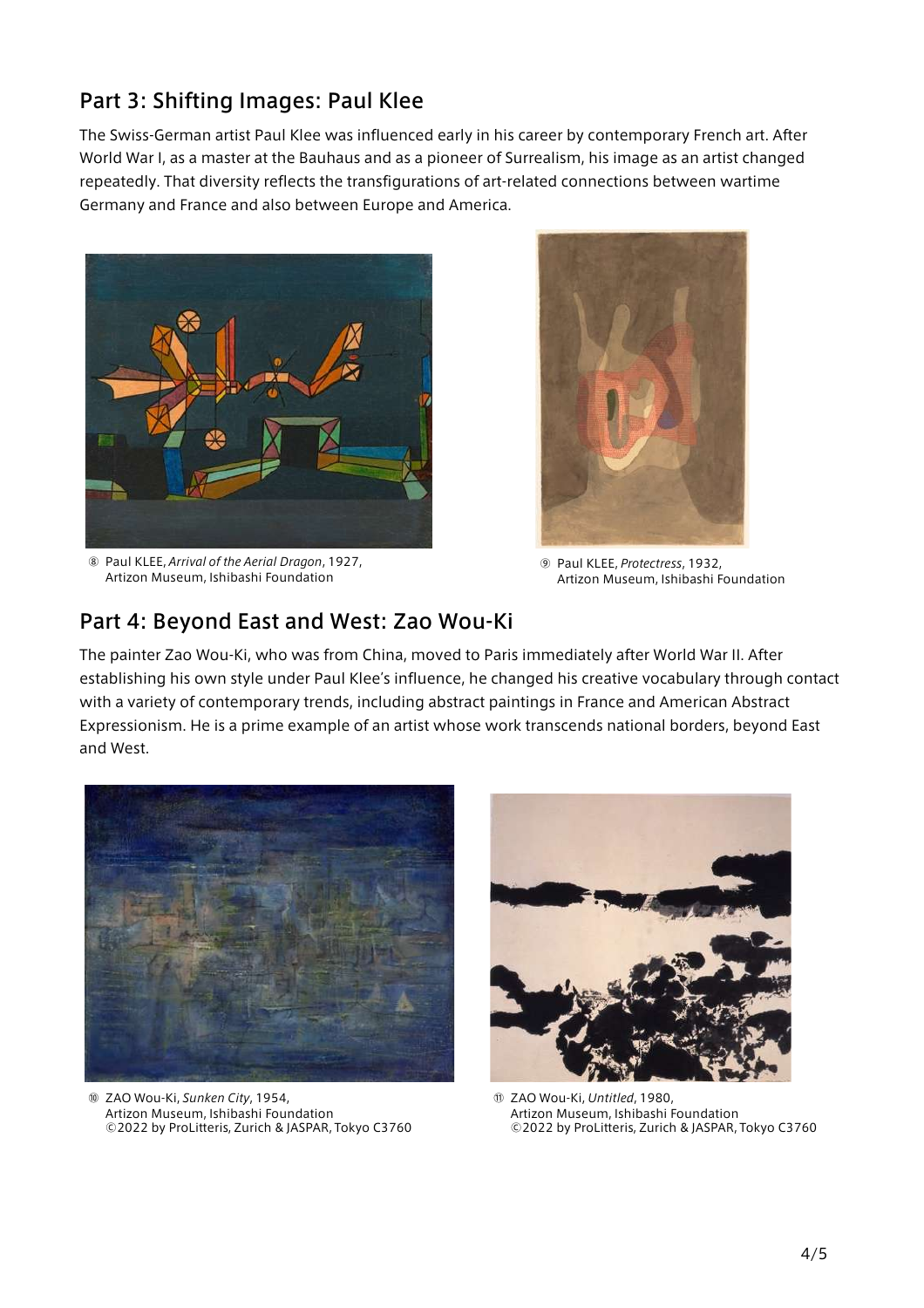## Part 3: Shifting Images: Paul Klee

The Swiss-German artist Paul Klee was influenced early in his career by contemporary French art. After World War I, as a master at the Bauhaus and as a pioneer of Surrealism, his image as an artist changed repeatedly. That diversity reflects the transfigurations of art-related connections between wartime Germany and France and also between Europe and America.

⑧ Paul KLEE, *Arrival of the Aerial Dragon*, 1927,
Artizon Museum, Ishibashi Foundation

⑨ Paul KLEE, *Protectress*, 1932,
Artizon Museum, Ishibashi Foundation

## Part 4: Beyond East and West: Zao Wou-Ki

The painter Zao Wou-Ki, who was from China, moved to Paris immediately after World War II. After establishing his own style under Paul Klee's influence, he changed his creative vocabulary through contact with a variety of contemporary trends, including abstract paintings in France and American Abstract Expressionism. He is a prime example of an artist whose work transcends national borders, beyond East and West.

⑩ ZAO Wou-Ki, *Sunken City*, 1954,
Artizon Museum, Ishibashi Foundation
©2022 by ProLitteris, Zurich & JASPAR, Tokyo C3760

⑪ ZAO Wou-Ki, *Untitled*, 1980,
Artizon Museum, Ishibashi Foundation
©2022 by ProLitteris, Zurich & JASPAR, Tokyo C3760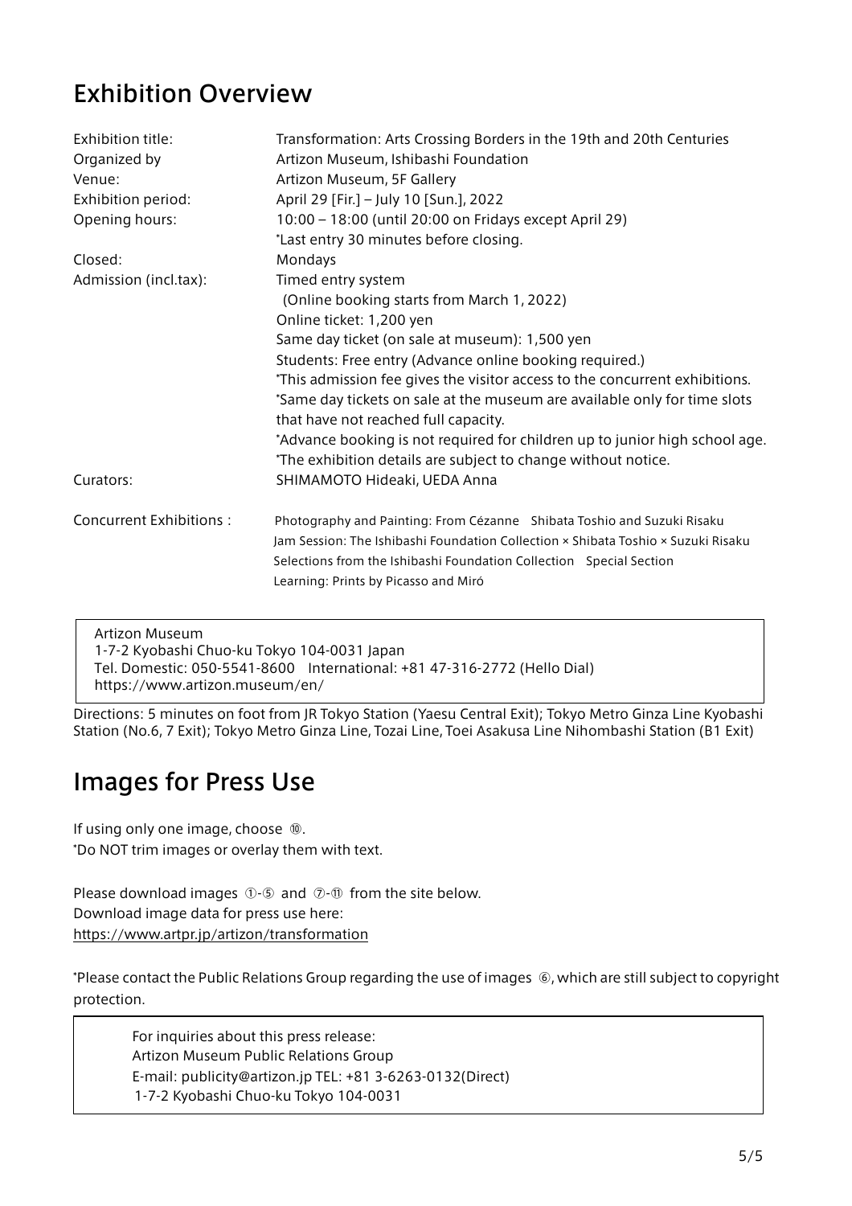## Exhibition Overview

| | |
|---|---|
| Exhibition title: | Transformation: Arts Crossing Borders in the 19th and 20th Centuries |
| Organized by | Artizon Museum, Ishibashi Foundation |
| Venue: | Artizon Museum, 5F Gallery |
| Exhibition period: | April 29 [Fir.] – July 10 [Sun.], 2022 |
| Opening hours: | 10:00 – 18:00 (until 20:00 on Fridays except April 29)<br>*Last entry 30 minutes before closing. |
| Closed: | Mondays |
| Admission (incl.tax): | Timed entry system<br>(Online booking starts from March 1, 2022)<br>Online ticket: 1,200 yen<br>Same day ticket (on sale at museum): 1,500 yen<br>Students: Free entry (Advance online booking required.)<br>*This admission fee gives the visitor access to the concurrent exhibitions.<br>*Same day tickets on sale at the museum are available only for time slots that have not reached full capacity.<br>*Advance booking is not required for children up to junior high school age.<br>*The exhibition details are subject to change without notice. |
| Curators: | SHIMAMOTO Hideaki, UEDA Anna |
| Concurrent Exhibitions : | Photography and Painting: From Cézanne Shibata Toshio and Suzuki Risaku<br>Jam Session: The Ishibashi Foundation Collection × Shibata Toshio × Suzuki Risaku<br>Selections from the Ishibashi Foundation Collection Special Section<br>Learning: Prints by Picasso and Miró |

Artizon Museum
1-7-2 Kyobashi Chuo-ku Tokyo 104-0031 Japan
Tel. Domestic: 050-5541-8600 International: +81 47-316-2772 (Hello Dial)
https://www.artizon.museum/en/

Directions: 5 minutes on foot from JR Tokyo Station (Yaesu Central Exit); Tokyo Metro Ginza Line Kyobashi Station (No.6, 7 Exit); Tokyo Metro Ginza Line, Tozai Line, Toei Asakusa Line Nihombashi Station (B1 Exit)

## Images for Press Use

If using only one image, choose ⑩.
*Do NOT trim images or overlay them with text.

Please download images ①-⑤ and ⑦-⑪ from the site below.
Download image data for press use here:
https://www.artpr.jp/artizon/transformation

*Please contact the Public Relations Group regarding the use of images ⑥, which are still subject to copyright protection.

For inquiries about this press release:
Artizon Museum Public Relations Group
E-mail: publicity@artizon.jp TEL: +81 3-6263-0132(Direct)
1-7-2 Kyobashi Chuo-ku Tokyo 104-0031